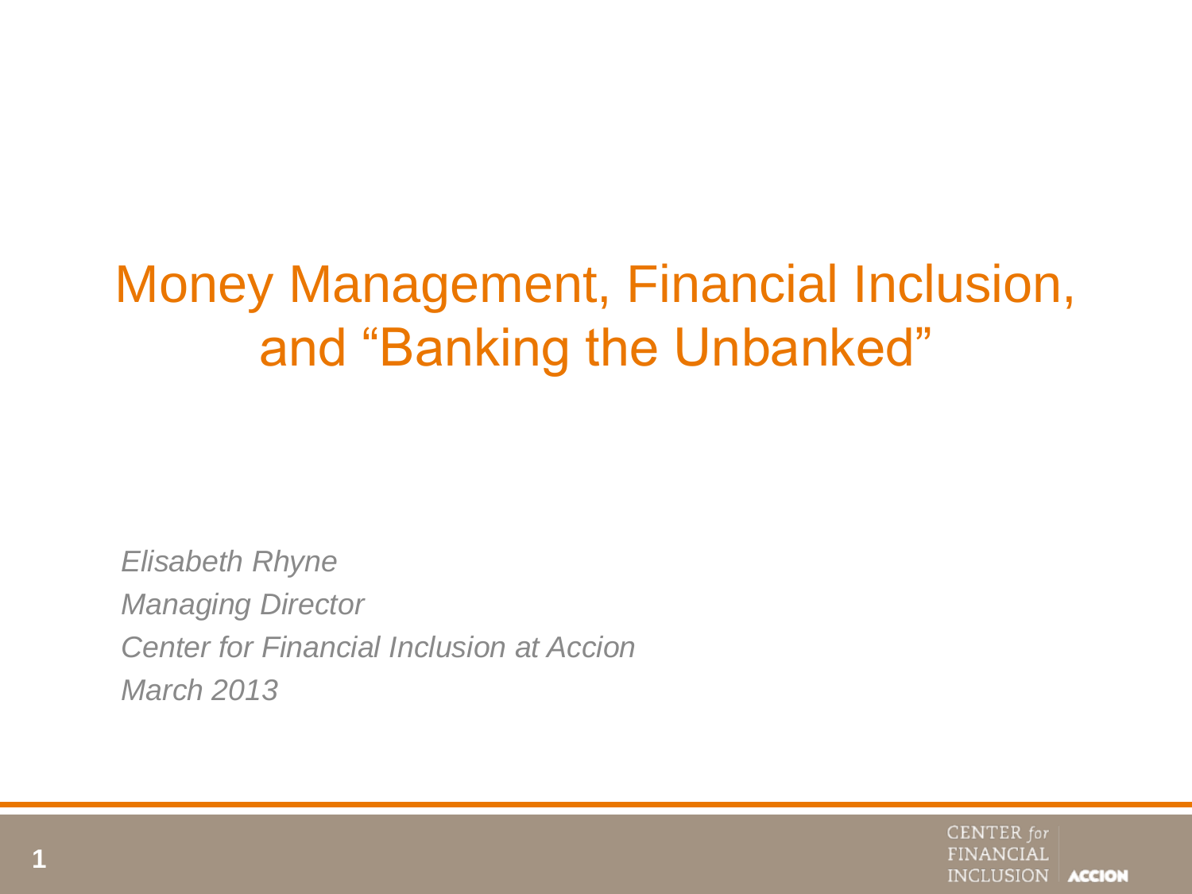# Money Management, Financial Inclusion, and "Banking the Unbanked"

*Elisabeth Rhyne*

*Managing Director*

*Center for Financial Inclusion at Accion*

*March 2013*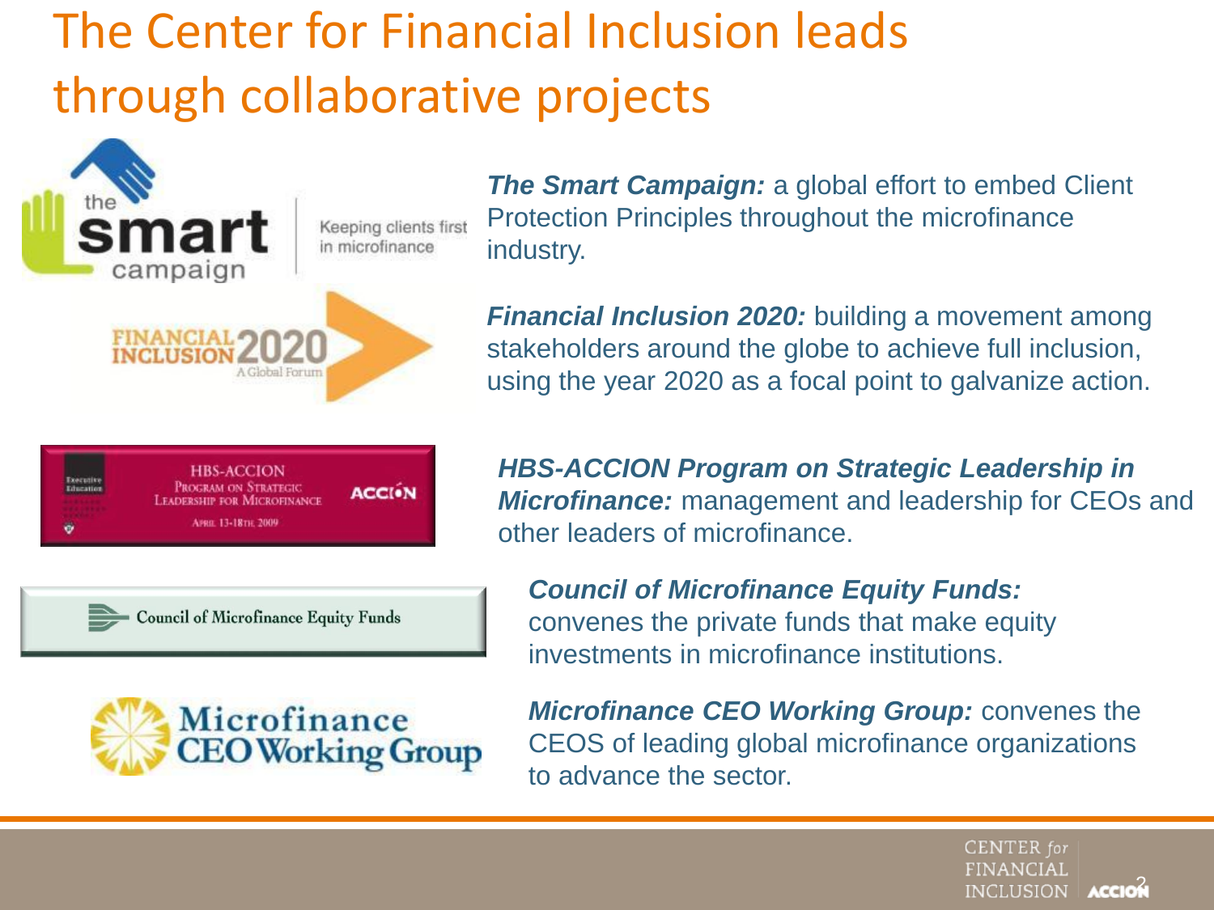# The Center for Financial Inclusion leads through collaborative projects

***The Smart Campaign:*** a global effort to embed Client Protection Principles throughout the microfinance industry.

***Financial Inclusion 2020:*** building a movement among stakeholders around the globe to achieve full inclusion, using the year 2020 as a focal point to galvanize action.

***HBS-ACCION Program on Strategic Leadership in Microfinance:*** management and leadership for CEOs and other leaders of microfinance.

***Council of Microfinance Equity Funds:*** convenes the private funds that make equity investments in microfinance institutions.

***Microfinance CEO Working Group:*** convenes the CEOS of leading global microfinance organizations to advance the sector.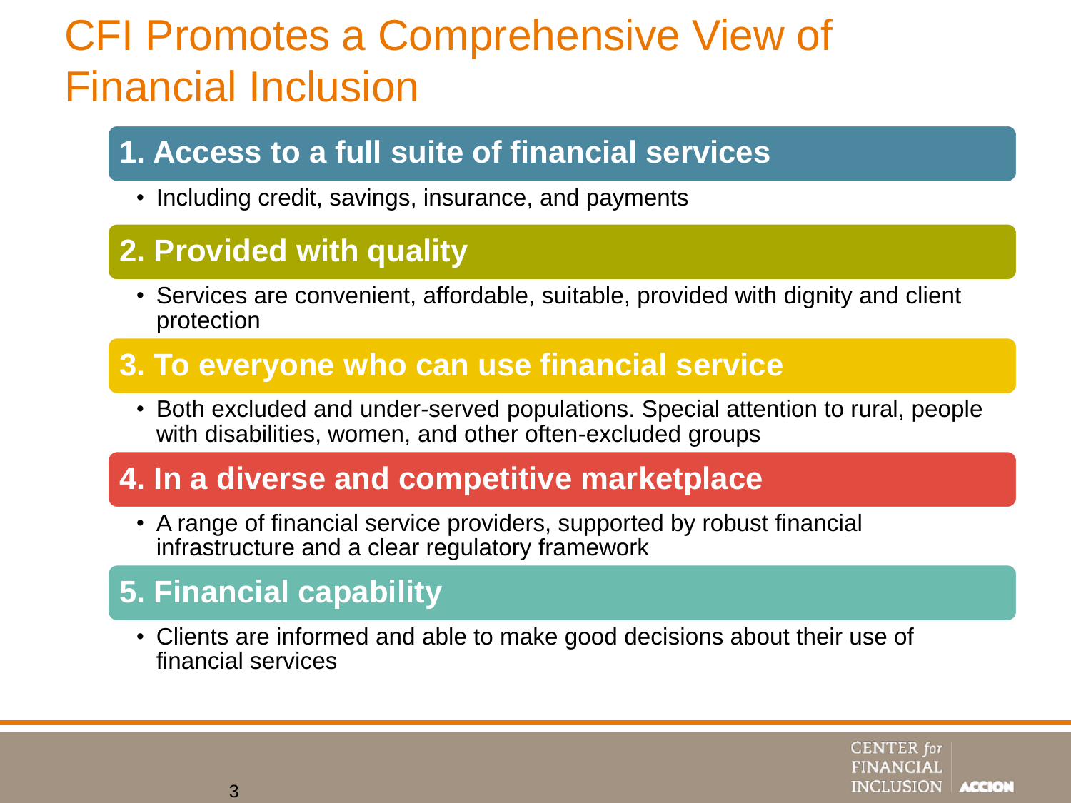# CFI Promotes a Comprehensive View of Financial Inclusion

## 1. Access to a full suite of financial services

- Including credit, savings, insurance, and payments

## 2. Provided with quality

- Services are convenient, affordable, suitable, provided with dignity and client protection

## 3. To everyone who can use financial service

- Both excluded and under-served populations. Special attention to rural, people with disabilities, women, and other often-excluded groups

## 4. In a diverse and competitive marketplace

- A range of financial service providers, supported by robust financial infrastructure and a clear regulatory framework

## 5. Financial capability

- Clients are informed and able to make good decisions about their use of financial services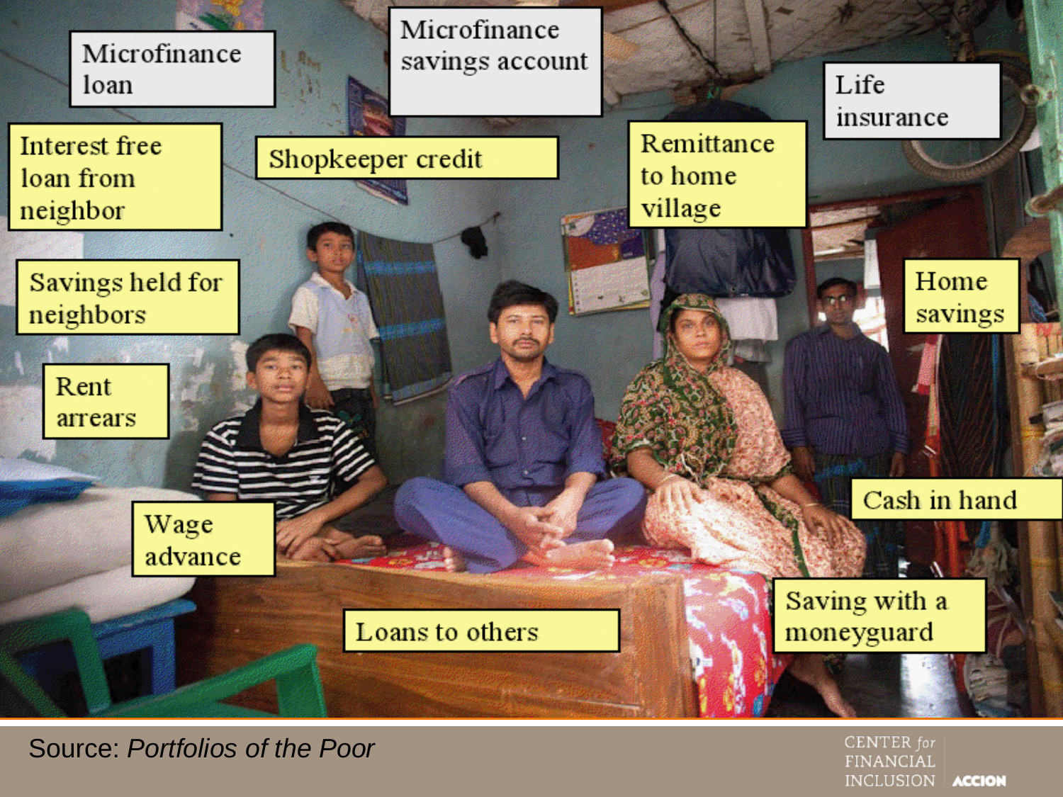Microfinance loan

Microfinance savings account

Life insurance

Interest free loan from neighbor

Shopkeeper credit

Remittance to home village

Savings held for neighbors

Home savings

Rent arrears

Cash in hand

Wage advance

Saving with a moneyguard

Loans to others

Source: *Portfolios of the Poor*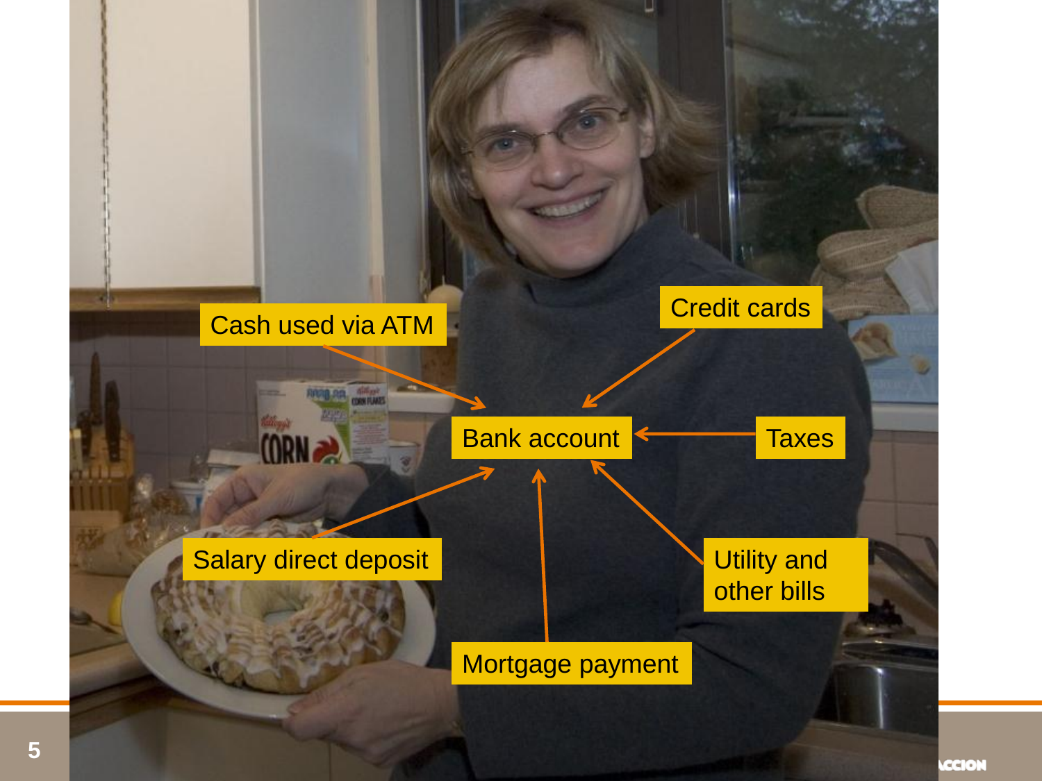- Cash used via ATM
- Credit cards
- Bank account
- Taxes
- Salary direct deposit
- Utility and other bills
- Mortgage payment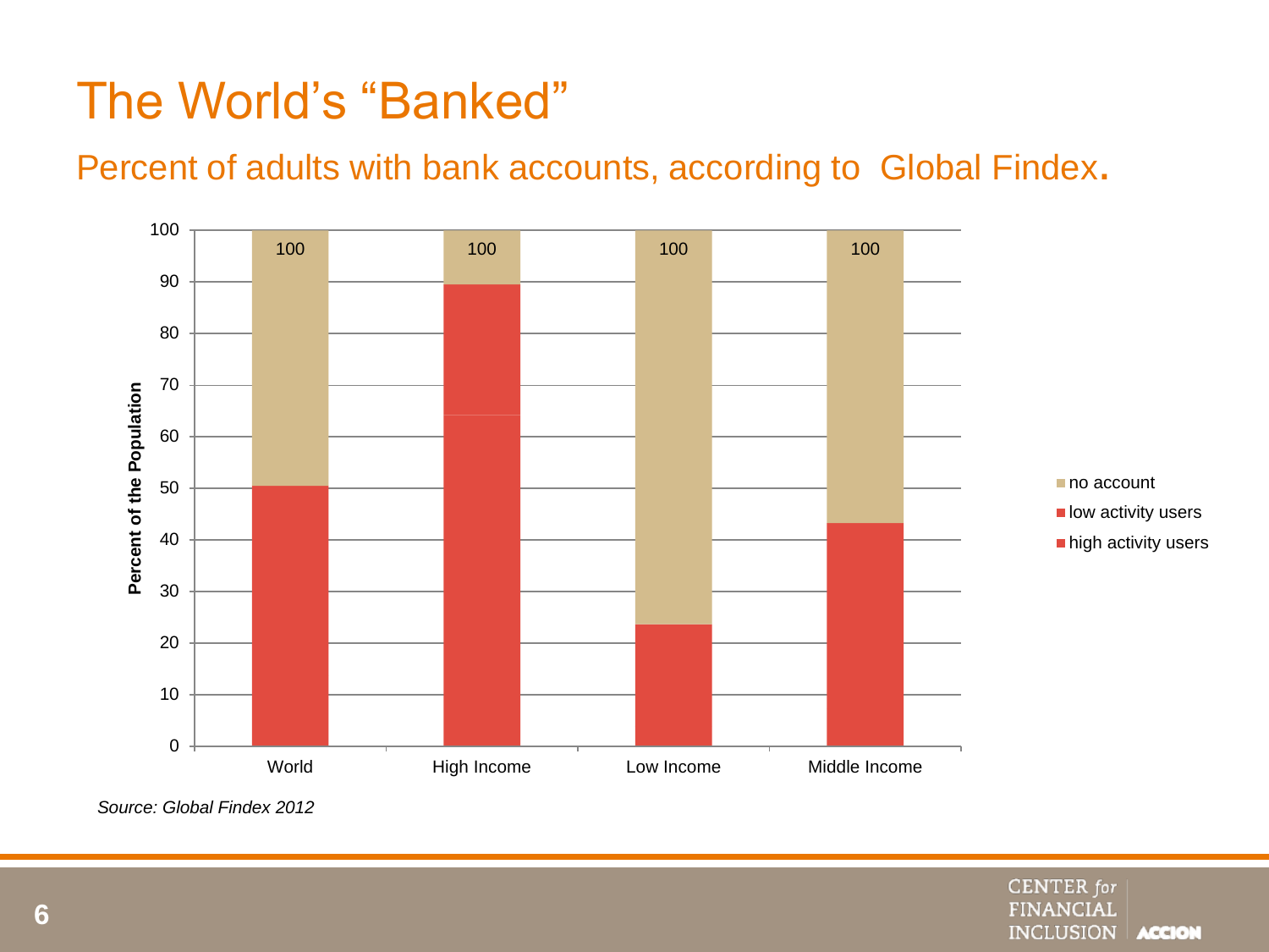# The World's "Banked"

## Percent of adults with bank accounts, according to Global Findex.

Percent of the Population

| | World | High Income | Low Income | Middle Income |
|---|---|---|---|---|
| Total | 100 | 100 | 100 | 100 |

Legend: no account; low activity users; high activity users

*Source: Global Findex 2012*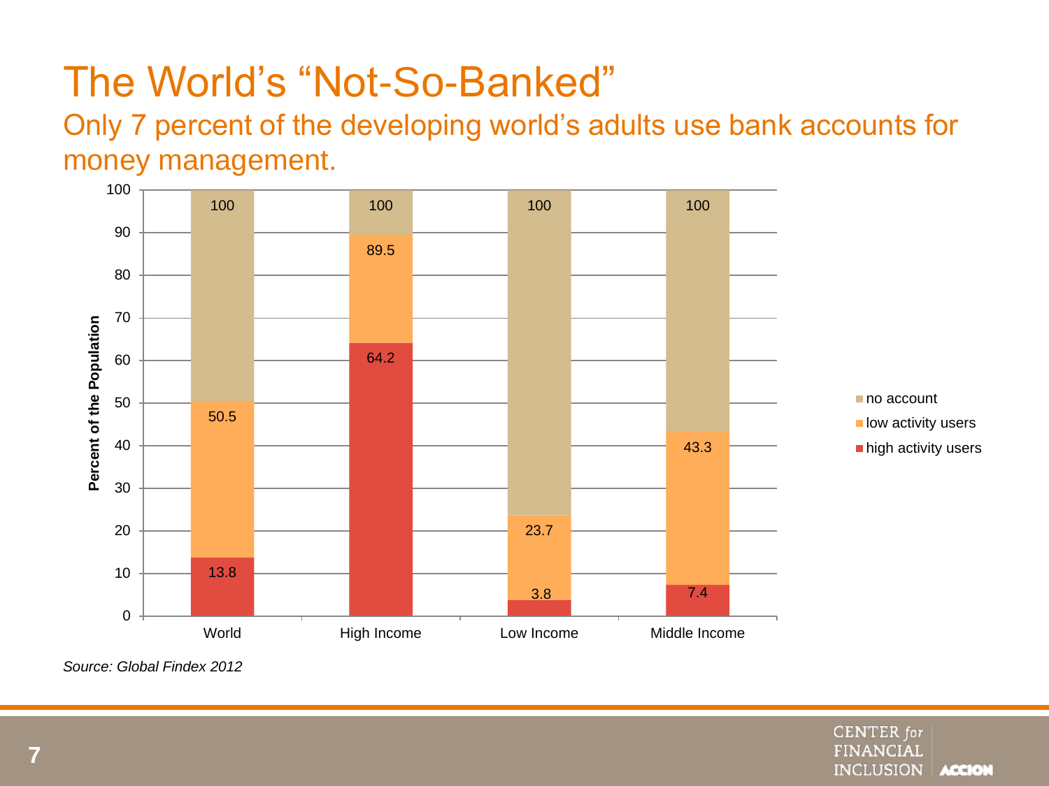# The World's "Not-So-Banked"

## Only 7 percent of the developing world's adults use bank accounts for money management.

| | World | High Income | Low Income | Middle Income |
|---|---|---|---|---|
| no account | 100 | 100 | 100 | 100 |
| low activity users | 50.5 | 89.5 | 23.7 | 43.3 |
| high activity users | 13.8 | 64.2 | 3.8 | 7.4 |

*Percent of the Population*

*Source: Global Findex 2012*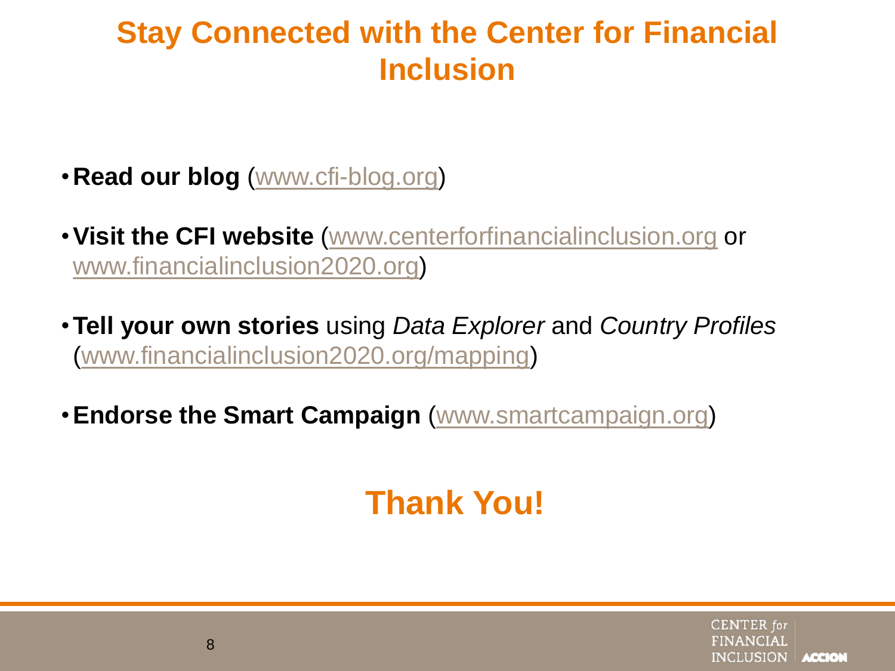# Stay Connected with the Center for Financial Inclusion

- **Read our blog** (www.cfi-blog.org)
- **Visit the CFI website** (www.centerforfinancialinclusion.org or www.financialinclusion2020.org)
- **Tell your own stories** using *Data Explorer* and *Country Profiles* (www.financialinclusion2020.org/mapping)
- **Endorse the Smart Campaign** (www.smartcampaign.org)

## Thank You!